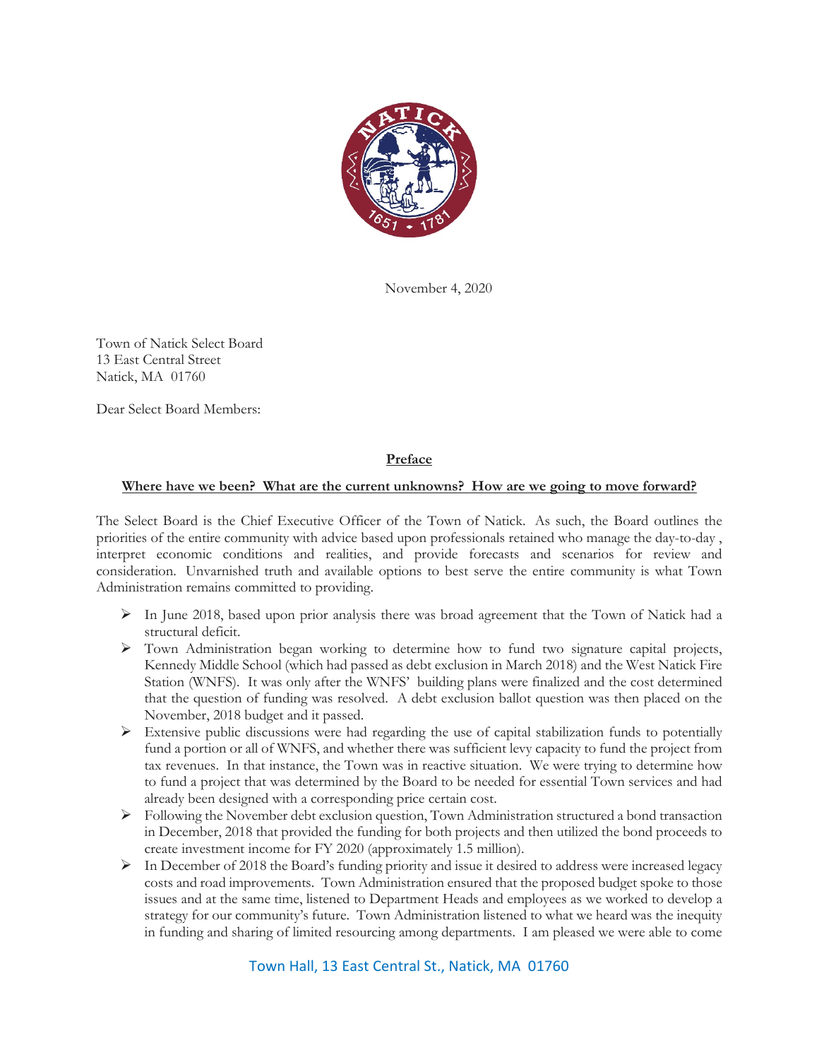November 4, 2020

Town of Natick Select Board
13 East Central Street
Natick, MA 01760

Dear Select Board Members:

## Preface

### Where have we been? What are the current unknowns? How are we going to move forward?

The Select Board is the Chief Executive Officer of the Town of Natick. As such, the Board outlines the priorities of the entire community with advice based upon professionals retained who manage the day-to-day , interpret economic conditions and realities, and provide forecasts and scenarios for review and consideration. Unvarnished truth and available options to best serve the entire community is what Town Administration remains committed to providing.

- In June 2018, based upon prior analysis there was broad agreement that the Town of Natick had a structural deficit.
- Town Administration began working to determine how to fund two signature capital projects, Kennedy Middle School (which had passed as debt exclusion in March 2018) and the West Natick Fire Station (WNFS). It was only after the WNFS' building plans were finalized and the cost determined that the question of funding was resolved. A debt exclusion ballot question was then placed on the November, 2018 budget and it passed.
- Extensive public discussions were had regarding the use of capital stabilization funds to potentially fund a portion or all of WNFS, and whether there was sufficient levy capacity to fund the project from tax revenues. In that instance, the Town was in reactive situation. We were trying to determine how to fund a project that was determined by the Board to be needed for essential Town services and had already been designed with a corresponding price certain cost.
- Following the November debt exclusion question, Town Administration structured a bond transaction in December, 2018 that provided the funding for both projects and then utilized the bond proceeds to create investment income for FY 2020 (approximately 1.5 million).
- In December of 2018 the Board's funding priority and issue it desired to address were increased legacy costs and road improvements. Town Administration ensured that the proposed budget spoke to those issues and at the same time, listened to Department Heads and employees as we worked to develop a strategy for our community's future. Town Administration listened to what we heard was the inequity in funding and sharing of limited resourcing among departments. I am pleased we were able to come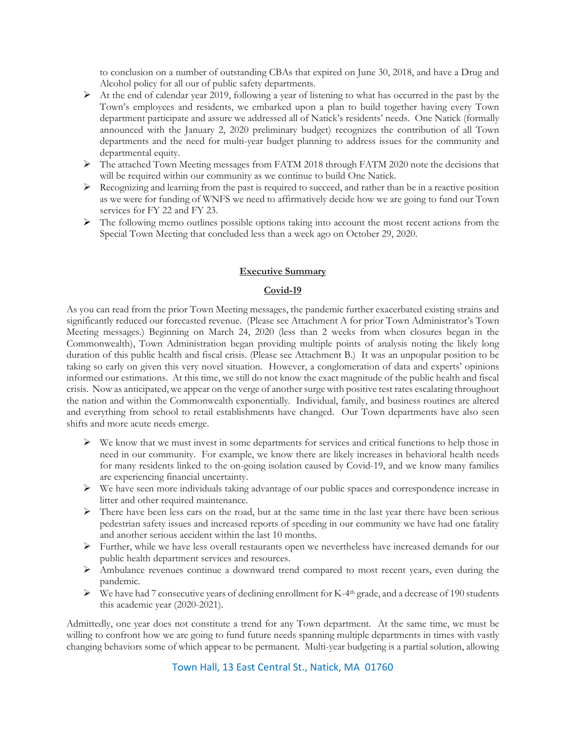to conclusion on a number of outstanding CBAs that expired on June 30, 2018, and have a Drug and Alcohol policy for all our of public safety departments.

- At the end of calendar year 2019, following a year of listening to what has occurred in the past by the Town's employees and residents, we embarked upon a plan to build together having every Town department participate and assure we addressed all of Natick's residents' needs. One Natick (formally announced with the January 2, 2020 preliminary budget) recognizes the contribution of all Town departments and the need for multi-year budget planning to address issues for the community and departmental equity.
- The attached Town Meeting messages from FATM 2018 through FATM 2020 note the decisions that will be required within our community as we continue to build One Natick.
- Recognizing and learning from the past is required to succeed, and rather than be in a reactive position as we were for funding of WNFS we need to affirmatively decide how we are going to fund our Town services for FY 22 and FY 23.
- The following memo outlines possible options taking into account the most recent actions from the Special Town Meeting that concluded less than a week ago on October 29, 2020.

## Executive Summary

### Covid-19

As you can read from the prior Town Meeting messages, the pandemic further exacerbated existing strains and significantly reduced our forecasted revenue. (Please see Attachment A for prior Town Administrator's Town Meeting messages.) Beginning on March 24, 2020 (less than 2 weeks from when closures began in the Commonwealth), Town Administration began providing multiple points of analysis noting the likely long duration of this public health and fiscal crisis. (Please see Attachment B.) It was an unpopular position to be taking so early on given this very novel situation. However, a conglomeration of data and experts' opinions informed our estimations. At this time, we still do not know the exact magnitude of the public health and fiscal crisis. Now as anticipated, we appear on the verge of another surge with positive test rates escalating throughout the nation and within the Commonwealth exponentially. Individual, family, and business routines are altered and everything from school to retail establishments have changed. Our Town departments have also seen shifts and more acute needs emerge.

- We know that we must invest in some departments for services and critical functions to help those in need in our community. For example, we know there are likely increases in behavioral health needs for many residents linked to the on-going isolation caused by Covid-19, and we know many families are experiencing financial uncertainty.
- We have seen more individuals taking advantage of our public spaces and correspondence increase in litter and other required maintenance.
- There have been less cars on the road, but at the same time in the last year there have been serious pedestrian safety issues and increased reports of speeding in our community we have had one fatality and another serious accident within the last 10 months.
- Further, while we have less overall restaurants open we nevertheless have increased demands for our public health department services and resources.
- Ambulance revenues continue a downward trend compared to most recent years, even during the pandemic.
- We have had 7 consecutive years of declining enrollment for K-4th grade, and a decrease of 190 students this academic year (2020-2021).

Admittedly, one year does not constitute a trend for any Town department. At the same time, we must be willing to confront how we are going to fund future needs spanning multiple departments in times with vastly changing behaviors some of which appear to be permanent. Multi-year budgeting is a partial solution, allowing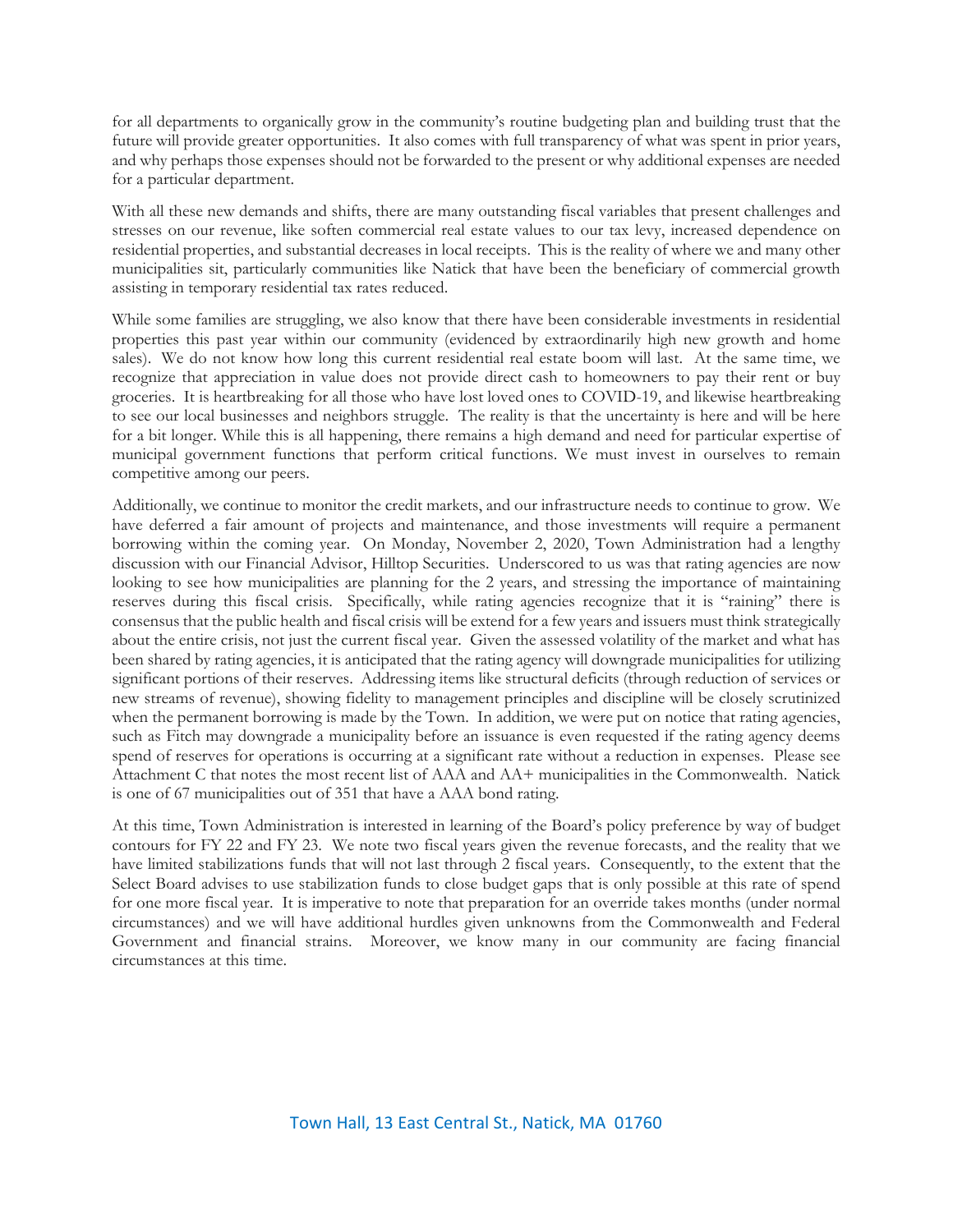for all departments to organically grow in the community's routine budgeting plan and building trust that the future will provide greater opportunities. It also comes with full transparency of what was spent in prior years, and why perhaps those expenses should not be forwarded to the present or why additional expenses are needed for a particular department.

With all these new demands and shifts, there are many outstanding fiscal variables that present challenges and stresses on our revenue, like soften commercial real estate values to our tax levy, increased dependence on residential properties, and substantial decreases in local receipts. This is the reality of where we and many other municipalities sit, particularly communities like Natick that have been the beneficiary of commercial growth assisting in temporary residential tax rates reduced.

While some families are struggling, we also know that there have been considerable investments in residential properties this past year within our community (evidenced by extraordinarily high new growth and home sales). We do not know how long this current residential real estate boom will last. At the same time, we recognize that appreciation in value does not provide direct cash to homeowners to pay their rent or buy groceries. It is heartbreaking for all those who have lost loved ones to COVID-19, and likewise heartbreaking to see our local businesses and neighbors struggle. The reality is that the uncertainty is here and will be here for a bit longer. While this is all happening, there remains a high demand and need for particular expertise of municipal government functions that perform critical functions. We must invest in ourselves to remain competitive among our peers.

Additionally, we continue to monitor the credit markets, and our infrastructure needs to continue to grow. We have deferred a fair amount of projects and maintenance, and those investments will require a permanent borrowing within the coming year. On Monday, November 2, 2020, Town Administration had a lengthy discussion with our Financial Advisor, Hilltop Securities. Underscored to us was that rating agencies are now looking to see how municipalities are planning for the 2 years, and stressing the importance of maintaining reserves during this fiscal crisis. Specifically, while rating agencies recognize that it is "raining" there is consensus that the public health and fiscal crisis will be extend for a few years and issuers must think strategically about the entire crisis, not just the current fiscal year. Given the assessed volatility of the market and what has been shared by rating agencies, it is anticipated that the rating agency will downgrade municipalities for utilizing significant portions of their reserves. Addressing items like structural deficits (through reduction of services or new streams of revenue), showing fidelity to management principles and discipline will be closely scrutinized when the permanent borrowing is made by the Town. In addition, we were put on notice that rating agencies, such as Fitch may downgrade a municipality before an issuance is even requested if the rating agency deems spend of reserves for operations is occurring at a significant rate without a reduction in expenses. Please see Attachment C that notes the most recent list of AAA and AA+ municipalities in the Commonwealth. Natick is one of 67 municipalities out of 351 that have a AAA bond rating.

At this time, Town Administration is interested in learning of the Board's policy preference by way of budget contours for FY 22 and FY 23. We note two fiscal years given the revenue forecasts, and the reality that we have limited stabilizations funds that will not last through 2 fiscal years. Consequently, to the extent that the Select Board advises to use stabilization funds to close budget gaps that is only possible at this rate of spend for one more fiscal year. It is imperative to note that preparation for an override takes months (under normal circumstances) and we will have additional hurdles given unknowns from the Commonwealth and Federal Government and financial strains. Moreover, we know many in our community are facing financial circumstances at this time.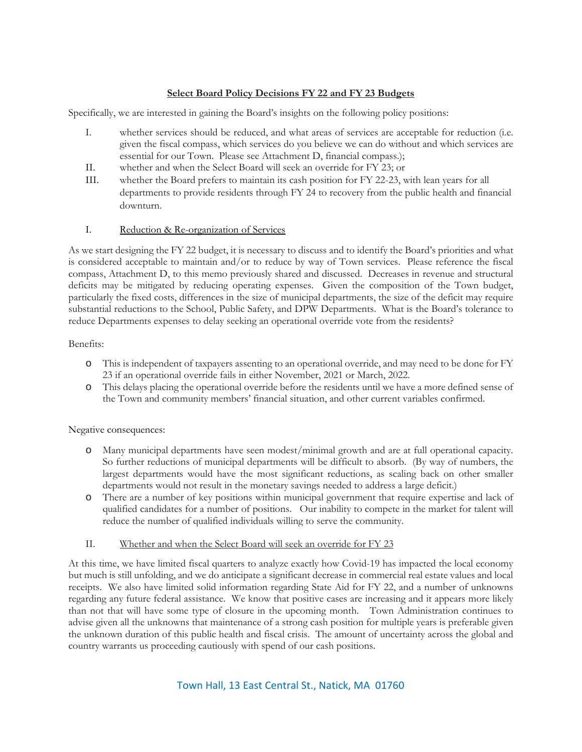**Select Board Policy Decisions FY 22 and FY 23 Budgets**

Specifically, we are interested in gaining the Board's insights on the following policy positions:

I. whether services should be reduced, and what areas of services are acceptable for reduction (i.e. given the fiscal compass, which services do you believe we can do without and which services are essential for our Town. Please see Attachment D, financial compass.);

II. whether and when the Select Board will seek an override for FY 23; or

III. whether the Board prefers to maintain its cash position for FY 22-23, with lean years for all departments to provide residents through FY 24 to recovery from the public health and financial downturn.

## I. Reduction & Re-organization of Services

As we start designing the FY 22 budget, it is necessary to discuss and to identify the Board's priorities and what is considered acceptable to maintain and/or to reduce by way of Town services. Please reference the fiscal compass, Attachment D, to this memo previously shared and discussed. Decreases in revenue and structural deficits may be mitigated by reducing operating expenses. Given the composition of the Town budget, particularly the fixed costs, differences in the size of municipal departments, the size of the deficit may require substantial reductions to the School, Public Safety, and DPW Departments. What is the Board's tolerance to reduce Departments expenses to delay seeking an operational override vote from the residents?

Benefits:

- This is independent of taxpayers assenting to an operational override, and may need to be done for FY 23 if an operational override fails in either November, 2021 or March, 2022.
- This delays placing the operational override before the residents until we have a more defined sense of the Town and community members' financial situation, and other current variables confirmed.

Negative consequences:

- Many municipal departments have seen modest/minimal growth and are at full operational capacity. So further reductions of municipal departments will be difficult to absorb. (By way of numbers, the largest departments would have the most significant reductions, as scaling back on other smaller departments would not result in the monetary savings needed to address a large deficit.)
- There are a number of key positions within municipal government that require expertise and lack of qualified candidates for a number of positions. Our inability to compete in the market for talent will reduce the number of qualified individuals willing to serve the community.

## II. Whether and when the Select Board will seek an override for FY 23

At this time, we have limited fiscal quarters to analyze exactly how Covid-19 has impacted the local economy but much is still unfolding, and we do anticipate a significant decrease in commercial real estate values and local receipts. We also have limited solid information regarding State Aid for FY 22, and a number of unknowns regarding any future federal assistance. We know that positive cases are increasing and it appears more likely than not that will have some type of closure in the upcoming month. Town Administration continues to advise given all the unknowns that maintenance of a strong cash position for multiple years is preferable given the unknown duration of this public health and fiscal crisis. The amount of uncertainty across the global and country warrants us proceeding cautiously with spend of our cash positions.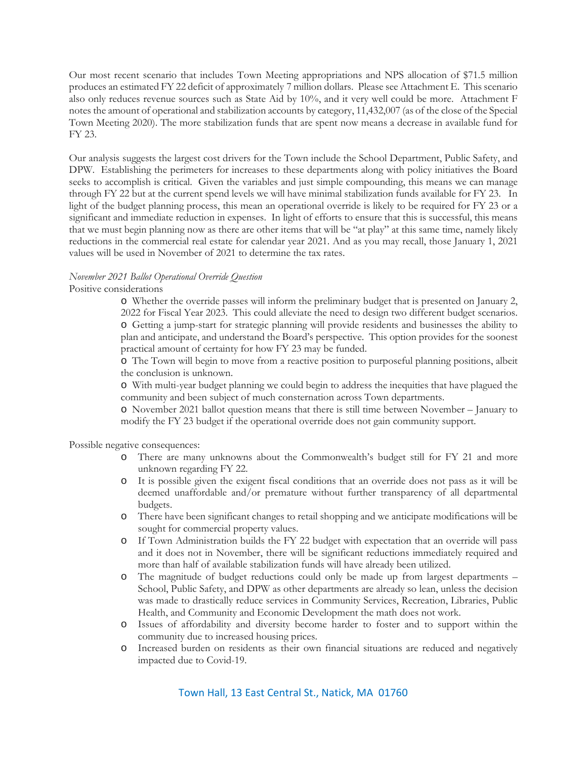Our most recent scenario that includes Town Meeting appropriations and NPS allocation of $71.5 million produces an estimated FY 22 deficit of approximately 7 million dollars. Please see Attachment E. This scenario also only reduces revenue sources such as State Aid by 10%, and it very well could be more. Attachment F notes the amount of operational and stabilization accounts by category, 11,432,007 (as of the close of the Special Town Meeting 2020). The more stabilization funds that are spent now means a decrease in available fund for FY 23.

Our analysis suggests the largest cost drivers for the Town include the School Department, Public Safety, and DPW. Establishing the perimeters for increases to these departments along with policy initiatives the Board seeks to accomplish is critical. Given the variables and just simple compounding, this means we can manage through FY 22 but at the current spend levels we will have minimal stabilization funds available for FY 23. In light of the budget planning process, this mean an operational override is likely to be required for FY 23 or a significant and immediate reduction in expenses. In light of efforts to ensure that this is successful, this means that we must begin planning now as there are other items that will be "at play" at this same time, namely likely reductions in the commercial real estate for calendar year 2021. And as you may recall, those January 1, 2021 values will be used in November of 2021 to determine the tax rates.

*November 2021 Ballot Operational Override Question*

Positive considerations

- Whether the override passes will inform the preliminary budget that is presented on January 2, 2022 for Fiscal Year 2023. This could alleviate the need to design two different budget scenarios.
- Getting a jump-start for strategic planning will provide residents and businesses the ability to plan and anticipate, and understand the Board's perspective. This option provides for the soonest practical amount of certainty for how FY 23 may be funded.
- The Town will begin to move from a reactive position to purposeful planning positions, albeit the conclusion is unknown.
- With multi-year budget planning we could begin to address the inequities that have plagued the community and been subject of much consternation across Town departments.
- November 2021 ballot question means that there is still time between November – January to modify the FY 23 budget if the operational override does not gain community support.

Possible negative consequences:

- There are many unknowns about the Commonwealth's budget still for FY 21 and more unknown regarding FY 22.
- It is possible given the exigent fiscal conditions that an override does not pass as it will be deemed unaffordable and/or premature without further transparency of all departmental budgets.
- There have been significant changes to retail shopping and we anticipate modifications will be sought for commercial property values.
- If Town Administration builds the FY 22 budget with expectation that an override will pass and it does not in November, there will be significant reductions immediately required and more than half of available stabilization funds will have already been utilized.
- The magnitude of budget reductions could only be made up from largest departments – School, Public Safety, and DPW as other departments are already so lean, unless the decision was made to drastically reduce services in Community Services, Recreation, Libraries, Public Health, and Community and Economic Development the math does not work.
- Issues of affordability and diversity become harder to foster and to support within the community due to increased housing prices.
- Increased burden on residents as their own financial situations are reduced and negatively impacted due to Covid-19.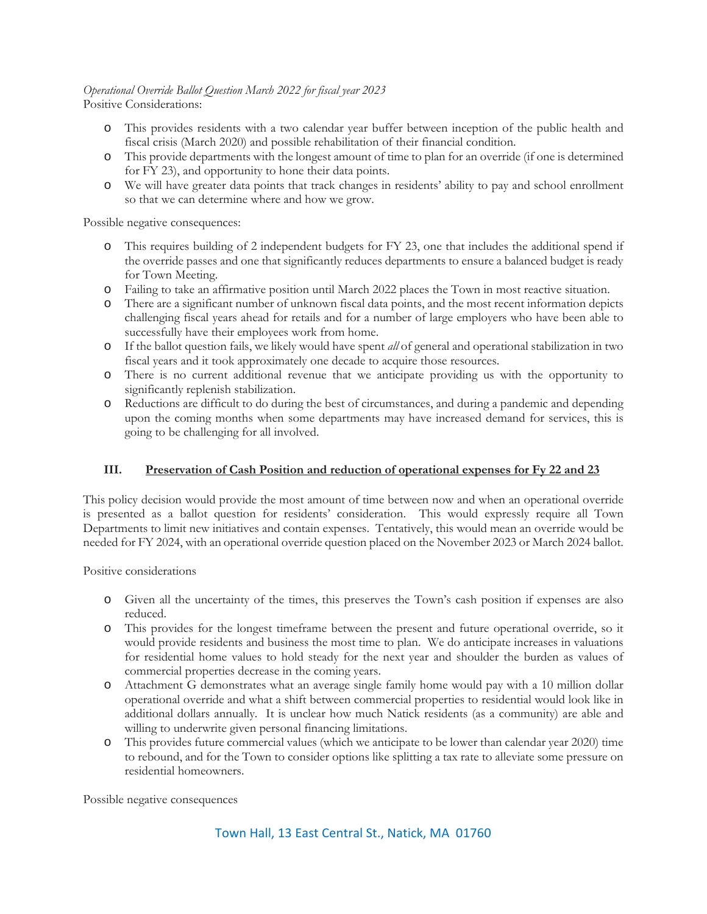*Operational Override Ballot Question March 2022 for fiscal year 2023*
Positive Considerations:

- This provides residents with a two calendar year buffer between inception of the public health and fiscal crisis (March 2020) and possible rehabilitation of their financial condition.
- This provide departments with the longest amount of time to plan for an override (if one is determined for FY 23), and opportunity to hone their data points.
- We will have greater data points that track changes in residents' ability to pay and school enrollment so that we can determine where and how we grow.

Possible negative consequences:

- This requires building of 2 independent budgets for FY 23, one that includes the additional spend if the override passes and one that significantly reduces departments to ensure a balanced budget is ready for Town Meeting.
- Failing to take an affirmative position until March 2022 places the Town in most reactive situation.
- There are a significant number of unknown fiscal data points, and the most recent information depicts challenging fiscal years ahead for retails and for a number of large employers who have been able to successfully have their employees work from home.
- If the ballot question fails, we likely would have spent *all* of general and operational stabilization in two fiscal years and it took approximately one decade to acquire those resources.
- There is no current additional revenue that we anticipate providing us with the opportunity to significantly replenish stabilization.
- Reductions are difficult to do during the best of circumstances, and during a pandemic and depending upon the coming months when some departments may have increased demand for services, this is going to be challenging for all involved.

## III. Preservation of Cash Position and reduction of operational expenses for Fy 22 and 23

This policy decision would provide the most amount of time between now and when an operational override is presented as a ballot question for residents' consideration. This would expressly require all Town Departments to limit new initiatives and contain expenses. Tentatively, this would mean an override would be needed for FY 2024, with an operational override question placed on the November 2023 or March 2024 ballot.

Positive considerations

- Given all the uncertainty of the times, this preserves the Town's cash position if expenses are also reduced.
- This provides for the longest timeframe between the present and future operational override, so it would provide residents and business the most time to plan. We do anticipate increases in valuations for residential home values to hold steady for the next year and shoulder the burden as values of commercial properties decrease in the coming years.
- Attachment G demonstrates what an average single family home would pay with a 10 million dollar operational override and what a shift between commercial properties to residential would look like in additional dollars annually. It is unclear how much Natick residents (as a community) are able and willing to underwrite given personal financing limitations.
- This provides future commercial values (which we anticipate to be lower than calendar year 2020) time to rebound, and for the Town to consider options like splitting a tax rate to alleviate some pressure on residential homeowners.

Possible negative consequences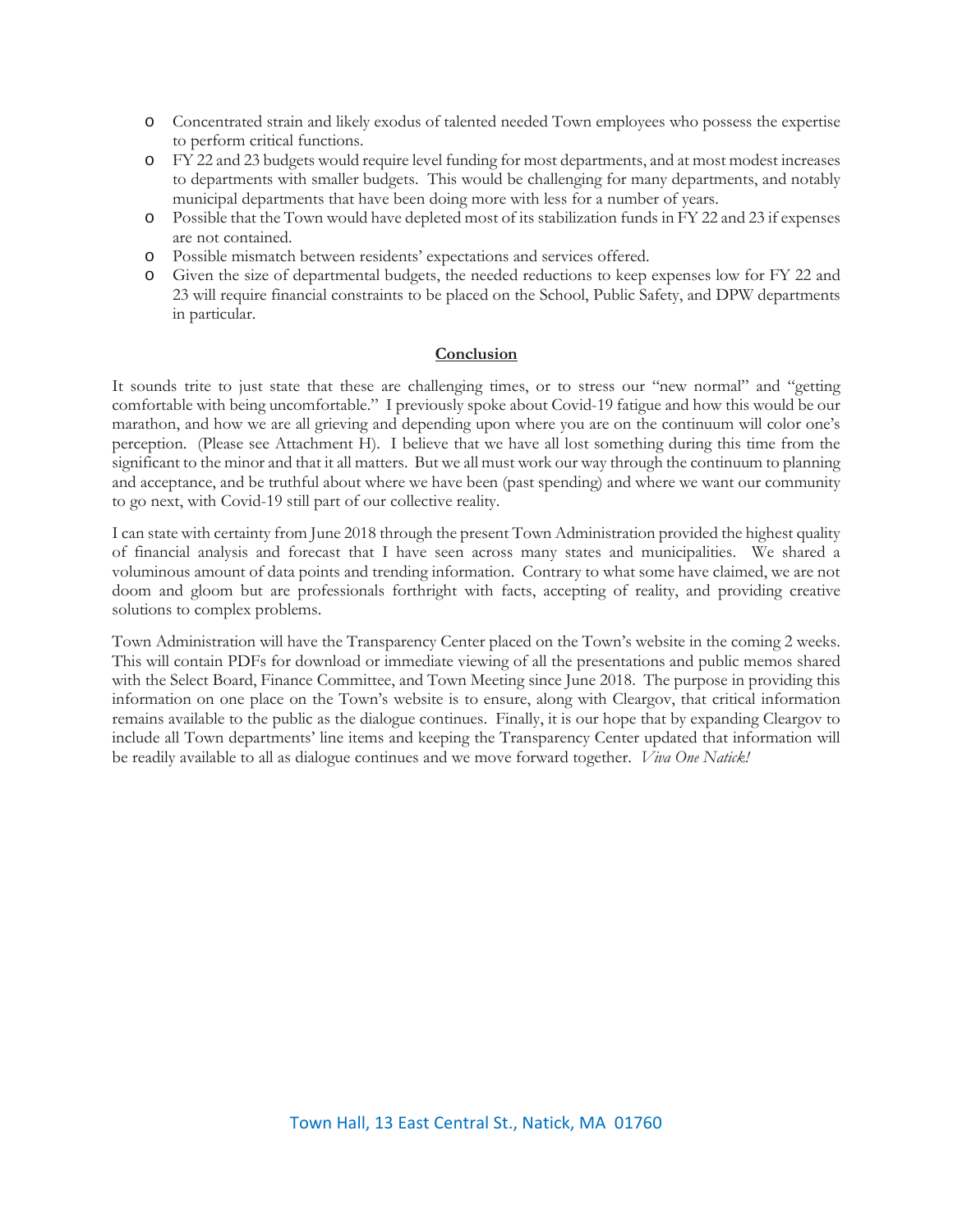- Concentrated strain and likely exodus of talented needed Town employees who possess the expertise to perform critical functions.
- FY 22 and 23 budgets would require level funding for most departments, and at most modest increases to departments with smaller budgets. This would be challenging for many departments, and notably municipal departments that have been doing more with less for a number of years.
- Possible that the Town would have depleted most of its stabilization funds in FY 22 and 23 if expenses are not contained.
- Possible mismatch between residents' expectations and services offered.
- Given the size of departmental budgets, the needed reductions to keep expenses low for FY 22 and 23 will require financial constraints to be placed on the School, Public Safety, and DPW departments in particular.

## Conclusion

It sounds trite to just state that these are challenging times, or to stress our "new normal" and "getting comfortable with being uncomfortable." I previously spoke about Covid-19 fatigue and how this would be our marathon, and how we are all grieving and depending upon where you are on the continuum will color one's perception. (Please see Attachment H). I believe that we have all lost something during this time from the significant to the minor and that it all matters. But we all must work our way through the continuum to planning and acceptance, and be truthful about where we have been (past spending) and where we want our community to go next, with Covid-19 still part of our collective reality.

I can state with certainty from June 2018 through the present Town Administration provided the highest quality of financial analysis and forecast that I have seen across many states and municipalities. We shared a voluminous amount of data points and trending information. Contrary to what some have claimed, we are not doom and gloom but are professionals forthright with facts, accepting of reality, and providing creative solutions to complex problems.

Town Administration will have the Transparency Center placed on the Town's website in the coming 2 weeks. This will contain PDFs for download or immediate viewing of all the presentations and public memos shared with the Select Board, Finance Committee, and Town Meeting since June 2018. The purpose in providing this information on one place on the Town's website is to ensure, along with Cleargov, that critical information remains available to the public as the dialogue continues. Finally, it is our hope that by expanding Cleargov to include all Town departments' line items and keeping the Transparency Center updated that information will be readily available to all as dialogue continues and we move forward together. *Viva One Natick!*